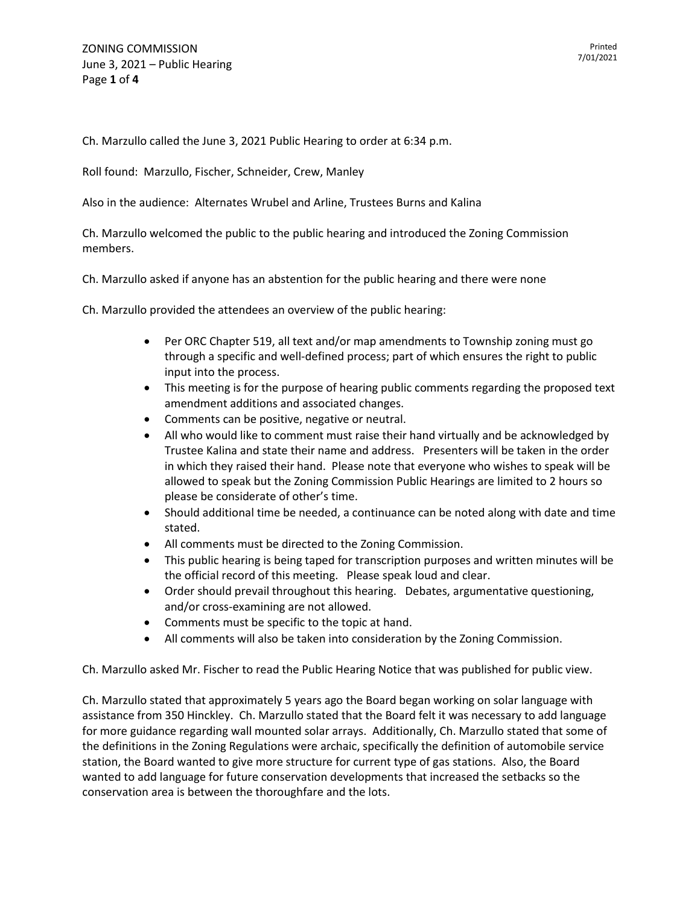Ch. Marzullo called the June 3, 2021 Public Hearing to order at 6:34 p.m.

Roll found: Marzullo, Fischer, Schneider, Crew, Manley

Also in the audience: Alternates Wrubel and Arline, Trustees Burns and Kalina

Ch. Marzullo welcomed the public to the public hearing and introduced the Zoning Commission members.

Ch. Marzullo asked if anyone has an abstention for the public hearing and there were none

Ch. Marzullo provided the attendees an overview of the public hearing:

- Per ORC Chapter 519, all text and/or map amendments to Township zoning must go through a specific and well-defined process; part of which ensures the right to public input into the process.
- This meeting is for the purpose of hearing public comments regarding the proposed text amendment additions and associated changes.
- Comments can be positive, negative or neutral.
- All who would like to comment must raise their hand virtually and be acknowledged by Trustee Kalina and state their name and address. Presenters will be taken in the order in which they raised their hand. Please note that everyone who wishes to speak will be allowed to speak but the Zoning Commission Public Hearings are limited to 2 hours so please be considerate of other's time.
- Should additional time be needed, a continuance can be noted along with date and time stated.
- All comments must be directed to the Zoning Commission.
- This public hearing is being taped for transcription purposes and written minutes will be the official record of this meeting. Please speak loud and clear.
- Order should prevail throughout this hearing. Debates, argumentative questioning, and/or cross-examining are not allowed.
- Comments must be specific to the topic at hand.
- All comments will also be taken into consideration by the Zoning Commission.

Ch. Marzullo asked Mr. Fischer to read the Public Hearing Notice that was published for public view.

Ch. Marzullo stated that approximately 5 years ago the Board began working on solar language with assistance from 350 Hinckley. Ch. Marzullo stated that the Board felt it was necessary to add language for more guidance regarding wall mounted solar arrays. Additionally, Ch. Marzullo stated that some of the definitions in the Zoning Regulations were archaic, specifically the definition of automobile service station, the Board wanted to give more structure for current type of gas stations. Also, the Board wanted to add language for future conservation developments that increased the setbacks so the conservation area is between the thoroughfare and the lots.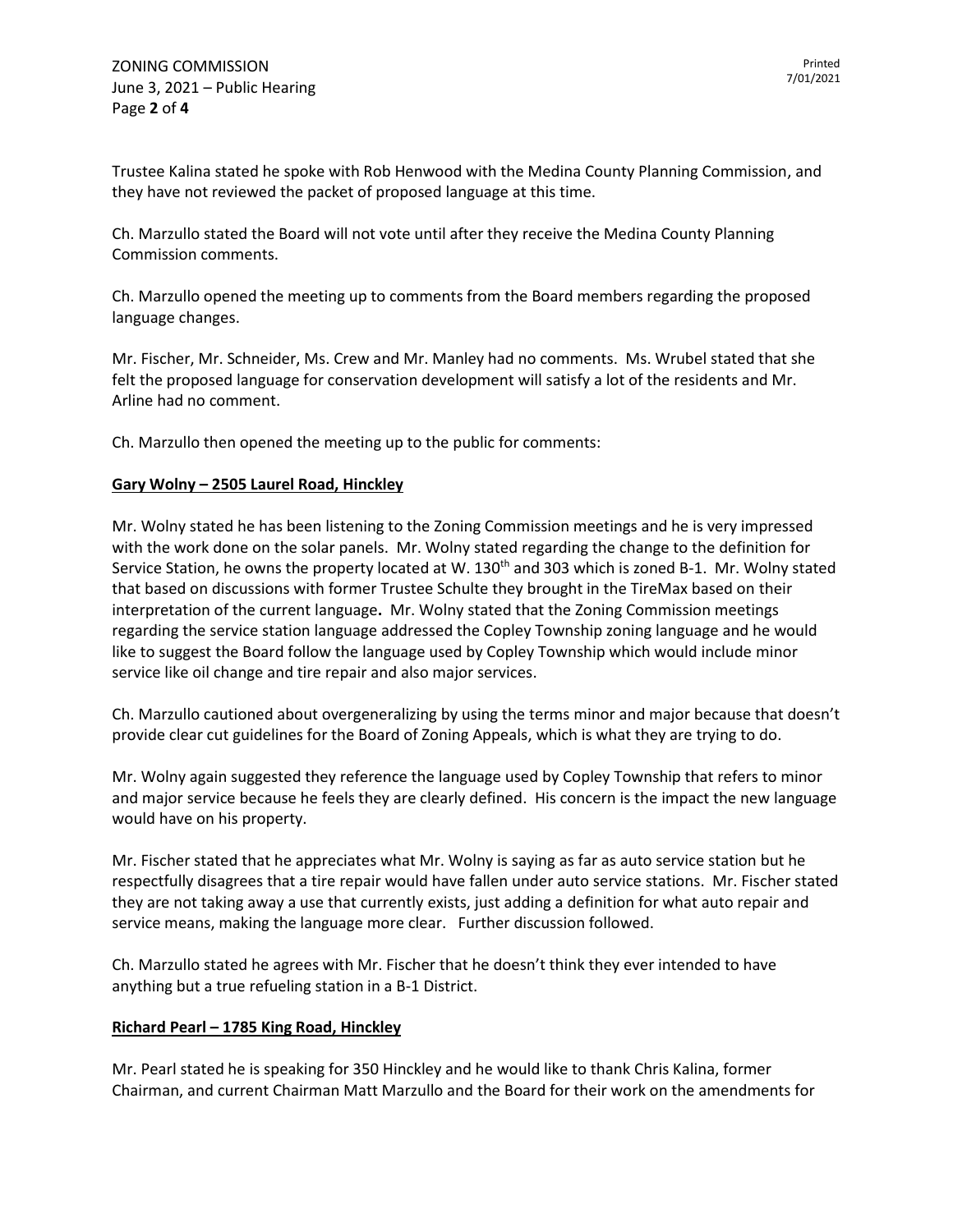Trustee Kalina stated he spoke with Rob Henwood with the Medina County Planning Commission, and they have not reviewed the packet of proposed language at this time.

Ch. Marzullo stated the Board will not vote until after they receive the Medina County Planning Commission comments.

Ch. Marzullo opened the meeting up to comments from the Board members regarding the proposed language changes.

Mr. Fischer, Mr. Schneider, Ms. Crew and Mr. Manley had no comments. Ms. Wrubel stated that she felt the proposed language for conservation development will satisfy a lot of the residents and Mr. Arline had no comment.

Ch. Marzullo then opened the meeting up to the public for comments:

**Gary Wolny – 2505 Laurel Road, Hinckley**

Mr. Wolny stated he has been listening to the Zoning Commission meetings and he is very impressed with the work done on the solar panels. Mr. Wolny stated regarding the change to the definition for Service Station, he owns the property located at W. 130th and 303 which is zoned B-1. Mr. Wolny stated that based on discussions with former Trustee Schulte they brought in the TireMax based on their interpretation of the current language**.** Mr. Wolny stated that the Zoning Commission meetings regarding the service station language addressed the Copley Township zoning language and he would like to suggest the Board follow the language used by Copley Township which would include minor service like oil change and tire repair and also major services.

Ch. Marzullo cautioned about overgeneralizing by using the terms minor and major because that doesn't provide clear cut guidelines for the Board of Zoning Appeals, which is what they are trying to do.

Mr. Wolny again suggested they reference the language used by Copley Township that refers to minor and major service because he feels they are clearly defined. His concern is the impact the new language would have on his property.

Mr. Fischer stated that he appreciates what Mr. Wolny is saying as far as auto service station but he respectfully disagrees that a tire repair would have fallen under auto service stations. Mr. Fischer stated they are not taking away a use that currently exists, just adding a definition for what auto repair and service means, making the language more clear. Further discussion followed.

Ch. Marzullo stated he agrees with Mr. Fischer that he doesn't think they ever intended to have anything but a true refueling station in a B-1 District.

**Richard Pearl – 1785 King Road, Hinckley**

Mr. Pearl stated he is speaking for 350 Hinckley and he would like to thank Chris Kalina, former Chairman, and current Chairman Matt Marzullo and the Board for their work on the amendments for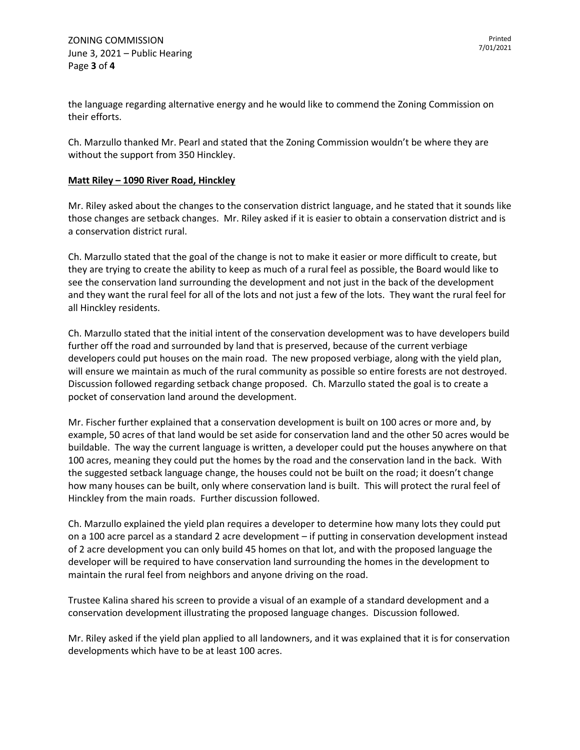the language regarding alternative energy and he would like to commend the Zoning Commission on their efforts.

Ch. Marzullo thanked Mr. Pearl and stated that the Zoning Commission wouldn't be where they are without the support from 350 Hinckley.

**Matt Riley – 1090 River Road, Hinckley**

Mr. Riley asked about the changes to the conservation district language, and he stated that it sounds like those changes are setback changes. Mr. Riley asked if it is easier to obtain a conservation district and is a conservation district rural.

Ch. Marzullo stated that the goal of the change is not to make it easier or more difficult to create, but they are trying to create the ability to keep as much of a rural feel as possible, the Board would like to see the conservation land surrounding the development and not just in the back of the development and they want the rural feel for all of the lots and not just a few of the lots. They want the rural feel for all Hinckley residents.

Ch. Marzullo stated that the initial intent of the conservation development was to have developers build further off the road and surrounded by land that is preserved, because of the current verbiage developers could put houses on the main road. The new proposed verbiage, along with the yield plan, will ensure we maintain as much of the rural community as possible so entire forests are not destroyed. Discussion followed regarding setback change proposed. Ch. Marzullo stated the goal is to create a pocket of conservation land around the development.

Mr. Fischer further explained that a conservation development is built on 100 acres or more and, by example, 50 acres of that land would be set aside for conservation land and the other 50 acres would be buildable. The way the current language is written, a developer could put the houses anywhere on that 100 acres, meaning they could put the homes by the road and the conservation land in the back. With the suggested setback language change, the houses could not be built on the road; it doesn't change how many houses can be built, only where conservation land is built. This will protect the rural feel of Hinckley from the main roads. Further discussion followed.

Ch. Marzullo explained the yield plan requires a developer to determine how many lots they could put on a 100 acre parcel as a standard 2 acre development – if putting in conservation development instead of 2 acre development you can only build 45 homes on that lot, and with the proposed language the developer will be required to have conservation land surrounding the homes in the development to maintain the rural feel from neighbors and anyone driving on the road.

Trustee Kalina shared his screen to provide a visual of an example of a standard development and a conservation development illustrating the proposed language changes. Discussion followed.

Mr. Riley asked if the yield plan applied to all landowners, and it was explained that it is for conservation developments which have to be at least 100 acres.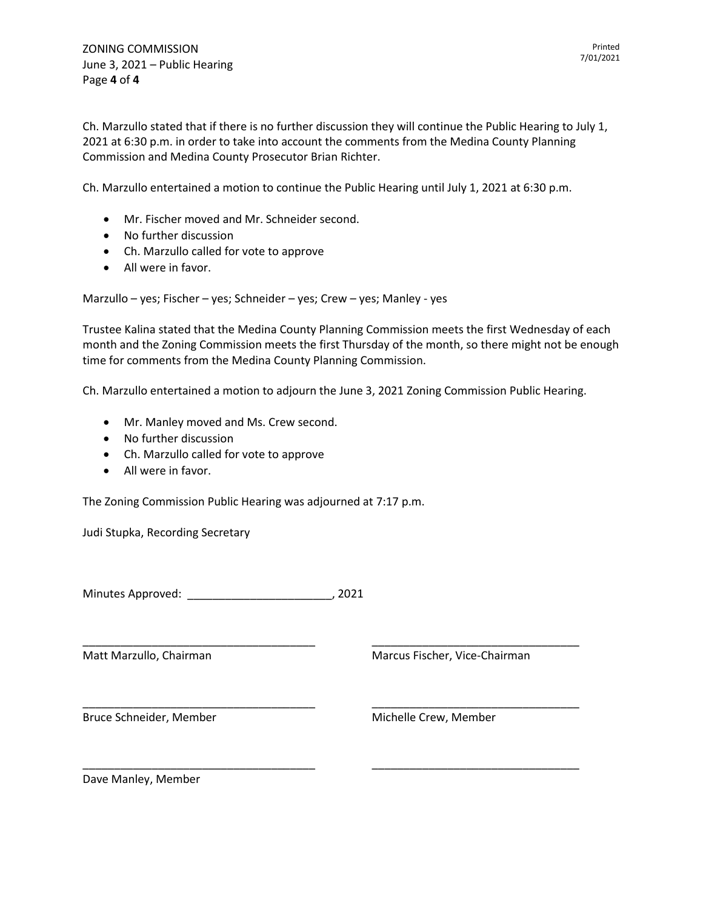Ch. Marzullo stated that if there is no further discussion they will continue the Public Hearing to July 1, 2021 at 6:30 p.m. in order to take into account the comments from the Medina County Planning Commission and Medina County Prosecutor Brian Richter.

Ch. Marzullo entertained a motion to continue the Public Hearing until July 1, 2021 at 6:30 p.m.

- Mr. Fischer moved and Mr. Schneider second.
- No further discussion
- Ch. Marzullo called for vote to approve
- All were in favor.

Marzullo – yes; Fischer – yes; Schneider – yes; Crew – yes; Manley - yes

Trustee Kalina stated that the Medina County Planning Commission meets the first Wednesday of each month and the Zoning Commission meets the first Thursday of the month, so there might not be enough time for comments from the Medina County Planning Commission.

Ch. Marzullo entertained a motion to adjourn the June 3, 2021 Zoning Commission Public Hearing.

- Mr. Manley moved and Ms. Crew second.
- No further discussion
- Ch. Marzullo called for vote to approve
- All were in favor.

The Zoning Commission Public Hearing was adjourned at 7:17 p.m.

Judi Stupka, Recording Secretary

Minutes Approved: ______________________, 2021

_____________________________________ Matt Marzullo, Chairman

_____________________________________ Marcus Fischer, Vice-Chairman

_____________________________________ Bruce Schneider, Member

_____________________________________ Michelle Crew, Member

_____________________________________ Dave Manley, Member